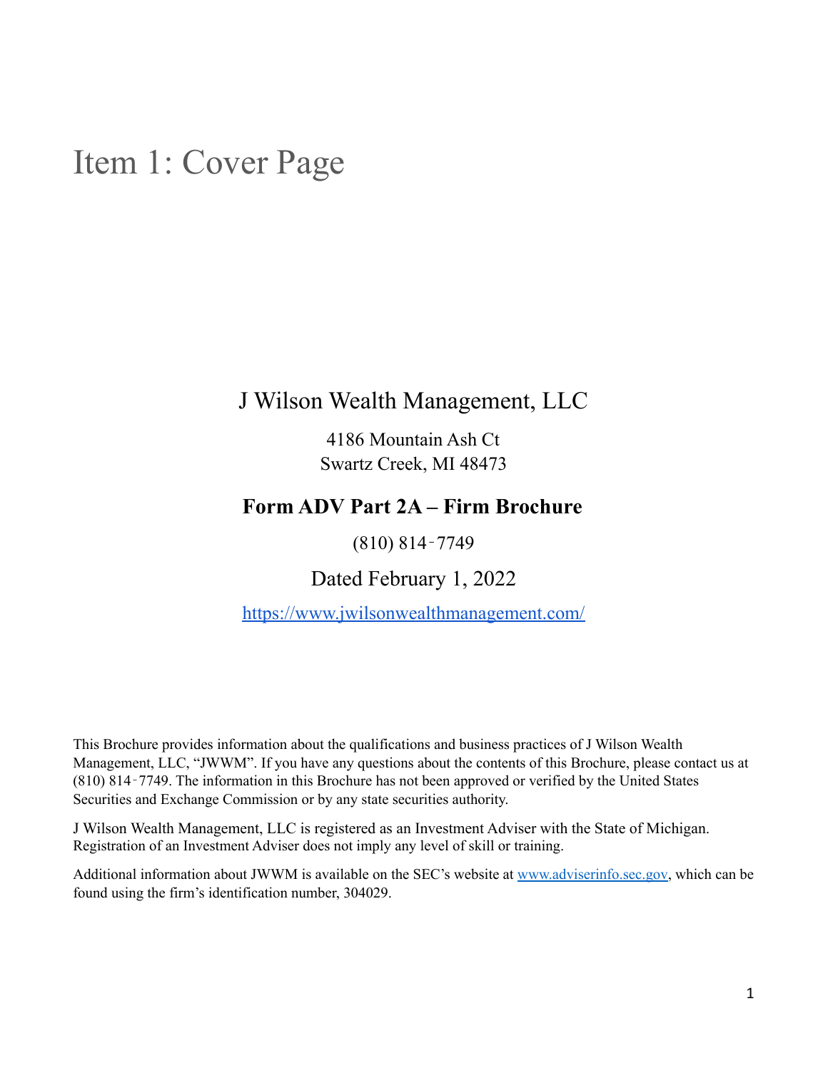# Item 1: Cover Page

J Wilson Wealth Management, LLC

4186 Mountain Ash Ct
Swartz Creek, MI 48473

**Form ADV Part 2A – Firm Brochure**

(810) 814‑7749

Dated February 1, 2022

https://www.jwilsonwealthmanagement.com/

This Brochure provides information about the qualifications and business practices of J Wilson Wealth Management, LLC, "JWWM". If you have any questions about the contents of this Brochure, please contact us at (810) 814‑7749. The information in this Brochure has not been approved or verified by the United States Securities and Exchange Commission or by any state securities authority.

J Wilson Wealth Management, LLC is registered as an Investment Adviser with the State of Michigan. Registration of an Investment Adviser does not imply any level of skill or training.

Additional information about JWWM is available on the SEC's website at www.adviserinfo.sec.gov, which can be found using the firm's identification number, 304029.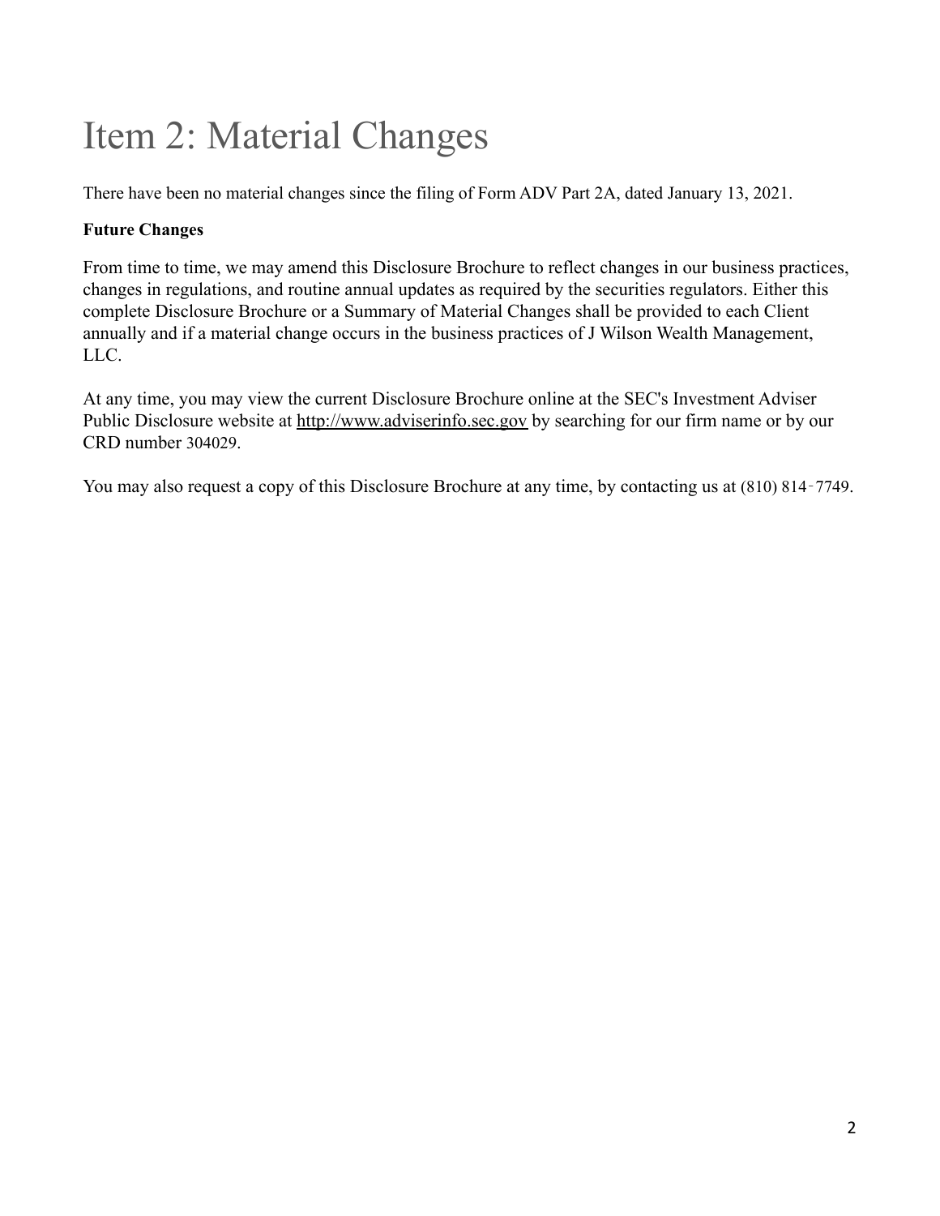# Item 2: Material Changes

There have been no material changes since the filing of Form ADV Part 2A, dated January 13, 2021.

**Future Changes**

From time to time, we may amend this Disclosure Brochure to reflect changes in our business practices, changes in regulations, and routine annual updates as required by the securities regulators. Either this complete Disclosure Brochure or a Summary of Material Changes shall be provided to each Client annually and if a material change occurs in the business practices of J Wilson Wealth Management, LLC.

At any time, you may view the current Disclosure Brochure online at the SEC's Investment Adviser Public Disclosure website at http://www.adviserinfo.sec.gov by searching for our firm name or by our CRD number 304029.

You may also request a copy of this Disclosure Brochure at any time, by contacting us at (810) 814‑7749.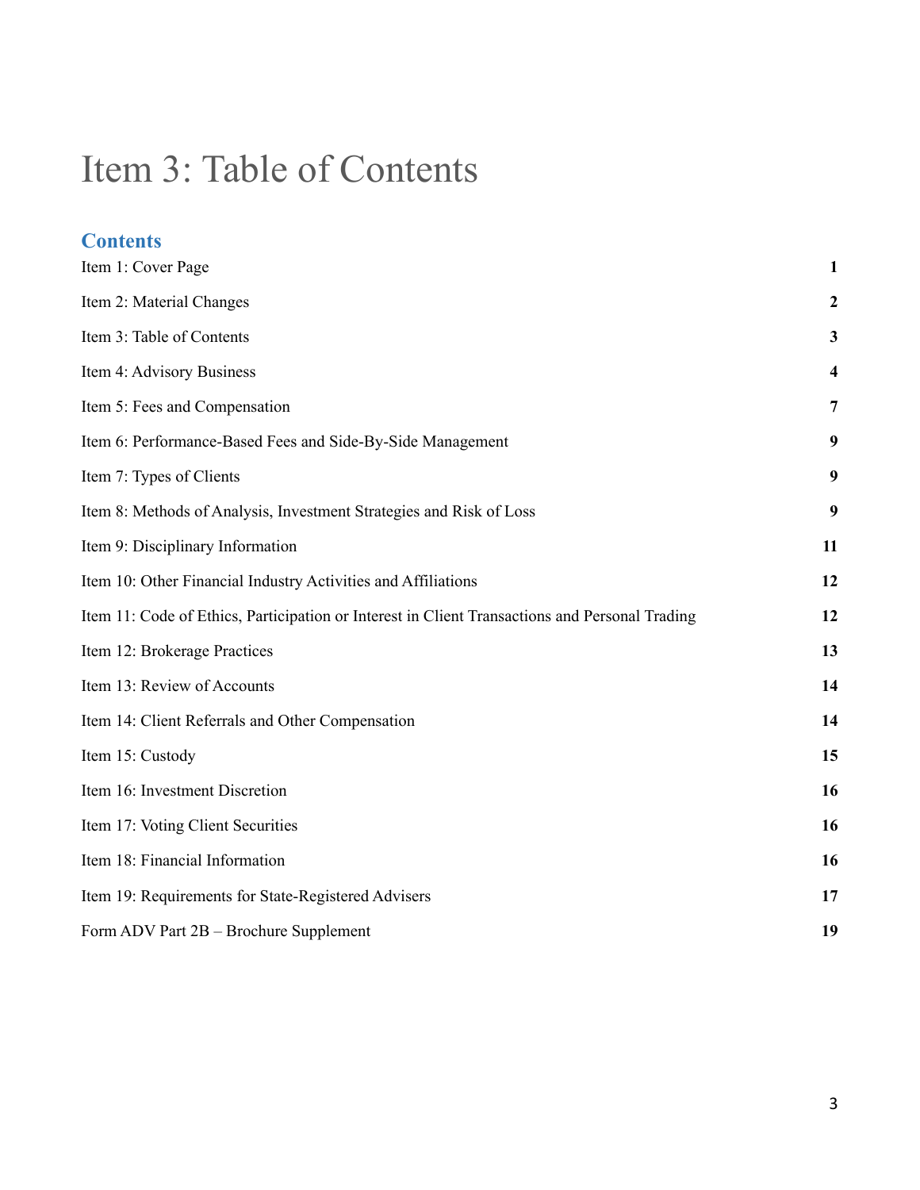# Item 3: Table of Contents

## Contents

| | |
|---|---|
| Item 1: Cover Page | **1** |
| Item 2: Material Changes | **2** |
| Item 3: Table of Contents | **3** |
| Item 4: Advisory Business | **4** |
| Item 5: Fees and Compensation | **7** |
| Item 6: Performance-Based Fees and Side-By-Side Management | **9** |
| Item 7: Types of Clients | **9** |
| Item 8: Methods of Analysis, Investment Strategies and Risk of Loss | **9** |
| Item 9: Disciplinary Information | **11** |
| Item 10: Other Financial Industry Activities and Affiliations | **12** |
| Item 11: Code of Ethics, Participation or Interest in Client Transactions and Personal Trading | **12** |
| Item 12: Brokerage Practices | **13** |
| Item 13: Review of Accounts | **14** |
| Item 14: Client Referrals and Other Compensation | **14** |
| Item 15: Custody | **15** |
| Item 16: Investment Discretion | **16** |
| Item 17: Voting Client Securities | **16** |
| Item 18: Financial Information | **16** |
| Item 19: Requirements for State-Registered Advisers | **17** |
| Form ADV Part 2B – Brochure Supplement | **19** |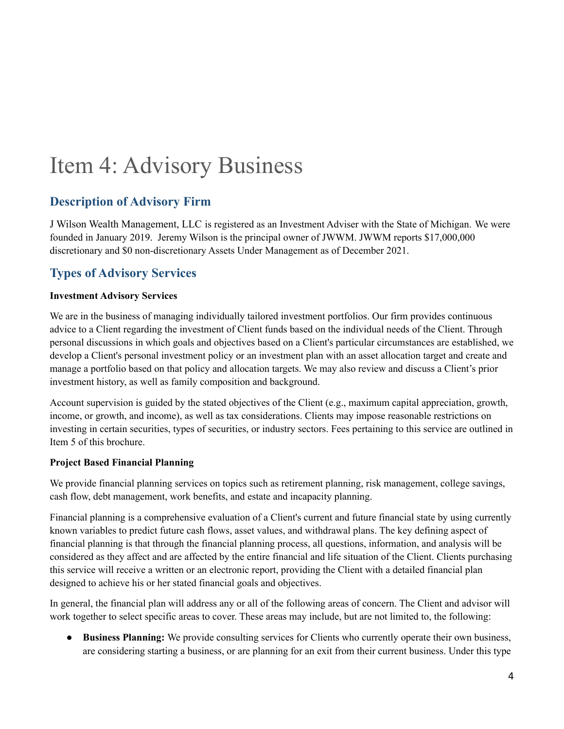# Item 4: Advisory Business

## Description of Advisory Firm

J Wilson Wealth Management, LLC is registered as an Investment Adviser with the State of Michigan. We were founded in January 2019. Jeremy Wilson is the principal owner of JWWM. JWWM reports $17,000,000 discretionary and $0 non-discretionary Assets Under Management as of December 2021.

## Types of Advisory Services

**Investment Advisory Services**

We are in the business of managing individually tailored investment portfolios. Our firm provides continuous advice to a Client regarding the investment of Client funds based on the individual needs of the Client. Through personal discussions in which goals and objectives based on a Client's particular circumstances are established, we develop a Client's personal investment policy or an investment plan with an asset allocation target and create and manage a portfolio based on that policy and allocation targets. We may also review and discuss a Client's prior investment history, as well as family composition and background.

Account supervision is guided by the stated objectives of the Client (e.g., maximum capital appreciation, growth, income, or growth, and income), as well as tax considerations. Clients may impose reasonable restrictions on investing in certain securities, types of securities, or industry sectors. Fees pertaining to this service are outlined in Item 5 of this brochure.

**Project Based Financial Planning**

We provide financial planning services on topics such as retirement planning, risk management, college savings, cash flow, debt management, work benefits, and estate and incapacity planning.

Financial planning is a comprehensive evaluation of a Client's current and future financial state by using currently known variables to predict future cash flows, asset values, and withdrawal plans. The key defining aspect of financial planning is that through the financial planning process, all questions, information, and analysis will be considered as they affect and are affected by the entire financial and life situation of the Client. Clients purchasing this service will receive a written or an electronic report, providing the Client with a detailed financial plan designed to achieve his or her stated financial goals and objectives.

In general, the financial plan will address any or all of the following areas of concern. The Client and advisor will work together to select specific areas to cover. These areas may include, but are not limited to, the following:

- **Business Planning:** We provide consulting services for Clients who currently operate their own business, are considering starting a business, or are planning for an exit from their current business. Under this type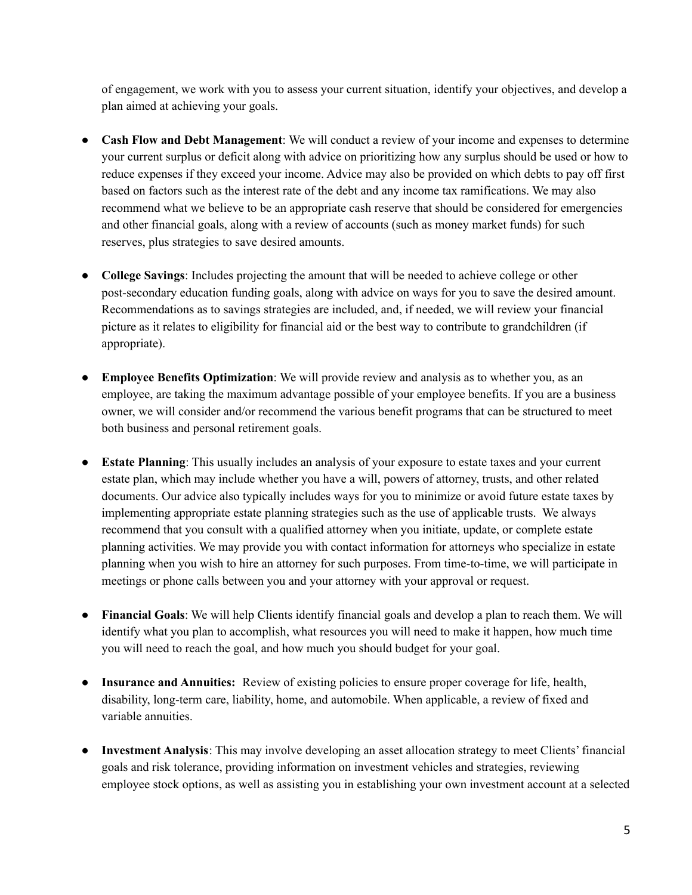of engagement, we work with you to assess your current situation, identify your objectives, and develop a plan aimed at achieving your goals.

- **Cash Flow and Debt Management**: We will conduct a review of your income and expenses to determine your current surplus or deficit along with advice on prioritizing how any surplus should be used or how to reduce expenses if they exceed your income. Advice may also be provided on which debts to pay off first based on factors such as the interest rate of the debt and any income tax ramifications. We may also recommend what we believe to be an appropriate cash reserve that should be considered for emergencies and other financial goals, along with a review of accounts (such as money market funds) for such reserves, plus strategies to save desired amounts.

- **College Savings**: Includes projecting the amount that will be needed to achieve college or other post-secondary education funding goals, along with advice on ways for you to save the desired amount. Recommendations as to savings strategies are included, and, if needed, we will review your financial picture as it relates to eligibility for financial aid or the best way to contribute to grandchildren (if appropriate).

- **Employee Benefits Optimization**: We will provide review and analysis as to whether you, as an employee, are taking the maximum advantage possible of your employee benefits. If you are a business owner, we will consider and/or recommend the various benefit programs that can be structured to meet both business and personal retirement goals.

- **Estate Planning**: This usually includes an analysis of your exposure to estate taxes and your current estate plan, which may include whether you have a will, powers of attorney, trusts, and other related documents. Our advice also typically includes ways for you to minimize or avoid future estate taxes by implementing appropriate estate planning strategies such as the use of applicable trusts. We always recommend that you consult with a qualified attorney when you initiate, update, or complete estate planning activities. We may provide you with contact information for attorneys who specialize in estate planning when you wish to hire an attorney for such purposes. From time-to-time, we will participate in meetings or phone calls between you and your attorney with your approval or request.

- **Financial Goals**: We will help Clients identify financial goals and develop a plan to reach them. We will identify what you plan to accomplish, what resources you will need to make it happen, how much time you will need to reach the goal, and how much you should budget for your goal.

- **Insurance and Annuities:** Review of existing policies to ensure proper coverage for life, health, disability, long-term care, liability, home, and automobile. When applicable, a review of fixed and variable annuities.

- **Investment Analysis**: This may involve developing an asset allocation strategy to meet Clients' financial goals and risk tolerance, providing information on investment vehicles and strategies, reviewing employee stock options, as well as assisting you in establishing your own investment account at a selected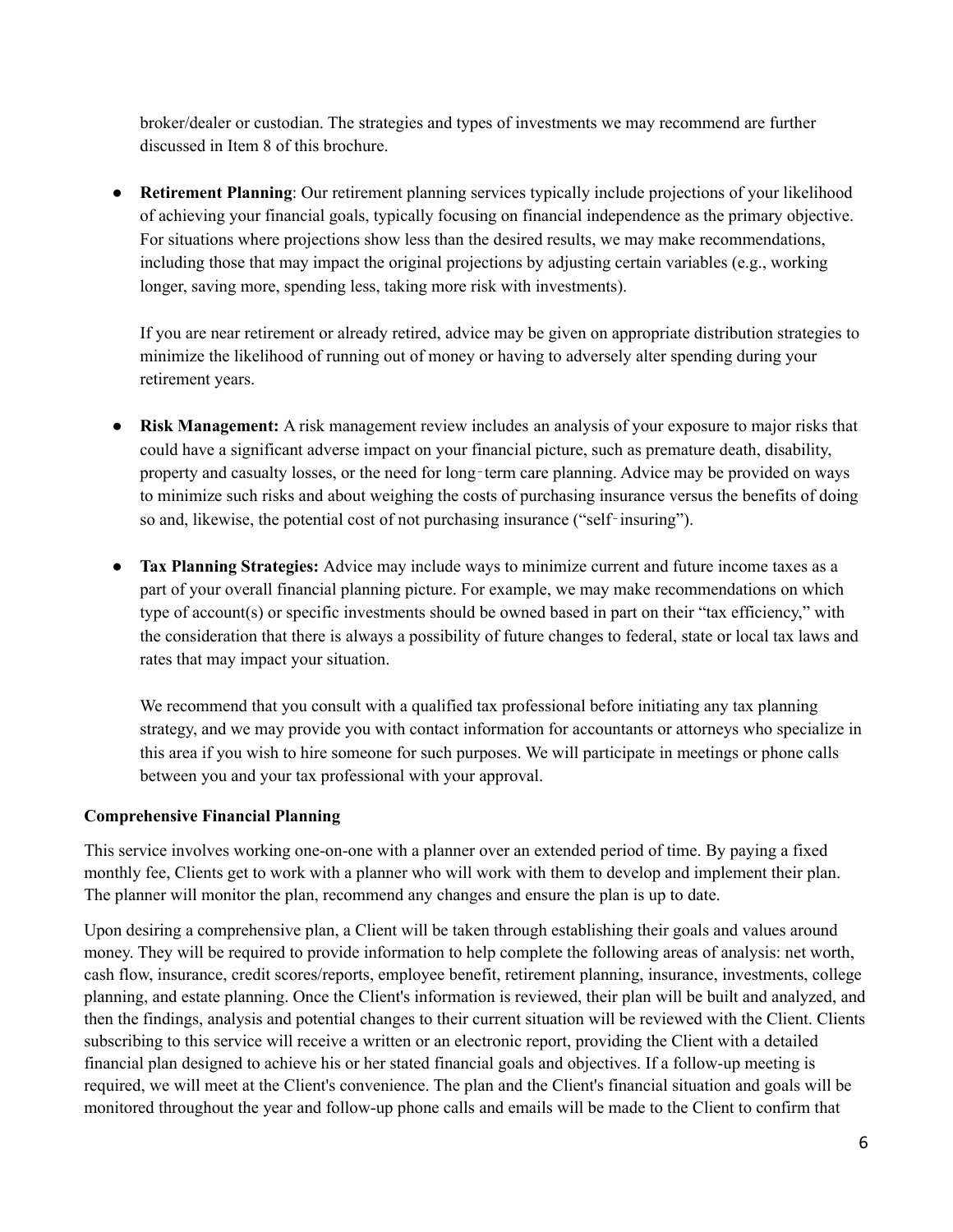broker/dealer or custodian. The strategies and types of investments we may recommend are further discussed in Item 8 of this brochure.

- **Retirement Planning**: Our retirement planning services typically include projections of your likelihood of achieving your financial goals, typically focusing on financial independence as the primary objective. For situations where projections show less than the desired results, we may make recommendations, including those that may impact the original projections by adjusting certain variables (e.g., working longer, saving more, spending less, taking more risk with investments).

  If you are near retirement or already retired, advice may be given on appropriate distribution strategies to minimize the likelihood of running out of money or having to adversely alter spending during your retirement years.

- **Risk Management:** A risk management review includes an analysis of your exposure to major risks that could have a significant adverse impact on your financial picture, such as premature death, disability, property and casualty losses, or the need for long‑term care planning. Advice may be provided on ways to minimize such risks and about weighing the costs of purchasing insurance versus the benefits of doing so and, likewise, the potential cost of not purchasing insurance ("self‑insuring").

- **Tax Planning Strategies:** Advice may include ways to minimize current and future income taxes as a part of your overall financial planning picture. For example, we may make recommendations on which type of account(s) or specific investments should be owned based in part on their "tax efficiency," with the consideration that there is always a possibility of future changes to federal, state or local tax laws and rates that may impact your situation.

  We recommend that you consult with a qualified tax professional before initiating any tax planning strategy, and we may provide you with contact information for accountants or attorneys who specialize in this area if you wish to hire someone for such purposes. We will participate in meetings or phone calls between you and your tax professional with your approval.

**Comprehensive Financial Planning**

This service involves working one-on-one with a planner over an extended period of time. By paying a fixed monthly fee, Clients get to work with a planner who will work with them to develop and implement their plan. The planner will monitor the plan, recommend any changes and ensure the plan is up to date.

Upon desiring a comprehensive plan, a Client will be taken through establishing their goals and values around money. They will be required to provide information to help complete the following areas of analysis: net worth, cash flow, insurance, credit scores/reports, employee benefit, retirement planning, insurance, investments, college planning, and estate planning. Once the Client's information is reviewed, their plan will be built and analyzed, and then the findings, analysis and potential changes to their current situation will be reviewed with the Client. Clients subscribing to this service will receive a written or an electronic report, providing the Client with a detailed financial plan designed to achieve his or her stated financial goals and objectives. If a follow-up meeting is required, we will meet at the Client's convenience. The plan and the Client's financial situation and goals will be monitored throughout the year and follow-up phone calls and emails will be made to the Client to confirm that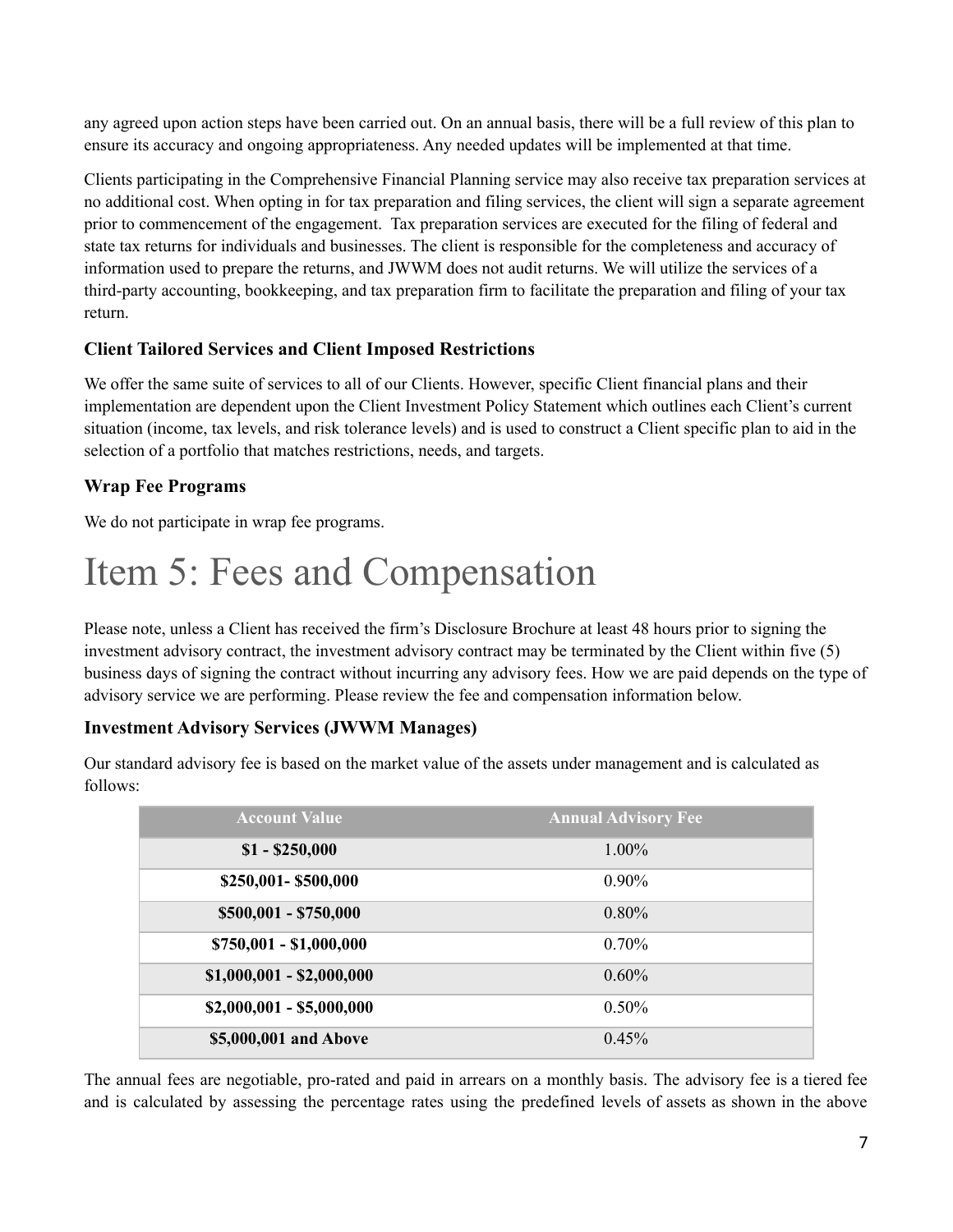any agreed upon action steps have been carried out. On an annual basis, there will be a full review of this plan to ensure its accuracy and ongoing appropriateness. Any needed updates will be implemented at that time.

Clients participating in the Comprehensive Financial Planning service may also receive tax preparation services at no additional cost. When opting in for tax preparation and filing services, the client will sign a separate agreement prior to commencement of the engagement. Tax preparation services are executed for the filing of federal and state tax returns for individuals and businesses. The client is responsible for the completeness and accuracy of information used to prepare the returns, and JWWM does not audit returns. We will utilize the services of a third-party accounting, bookkeeping, and tax preparation firm to facilitate the preparation and filing of your tax return.

### Client Tailored Services and Client Imposed Restrictions

We offer the same suite of services to all of our Clients. However, specific Client financial plans and their implementation are dependent upon the Client Investment Policy Statement which outlines each Client's current situation (income, tax levels, and risk tolerance levels) and is used to construct a Client specific plan to aid in the selection of a portfolio that matches restrictions, needs, and targets.

### Wrap Fee Programs

We do not participate in wrap fee programs.

# Item 5: Fees and Compensation

Please note, unless a Client has received the firm's Disclosure Brochure at least 48 hours prior to signing the investment advisory contract, the investment advisory contract may be terminated by the Client within five (5) business days of signing the contract without incurring any advisory fees. How we are paid depends on the type of advisory service we are performing. Please review the fee and compensation information below.

### Investment Advisory Services (JWWM Manages)

Our standard advisory fee is based on the market value of the assets under management and is calculated as follows:

| Account Value | Annual Advisory Fee |
|---|---|
| **$1 - $250,000** | 1.00% |
| **$250,001- $500,000** | 0.90% |
| **$500,001 - $750,000** | 0.80% |
| **$750,001 - $1,000,000** | 0.70% |
| **$1,000,001 - $2,000,000** | 0.60% |
| **$2,000,001 - $5,000,000** | 0.50% |
| **$5,000,001 and Above** | 0.45% |

The annual fees are negotiable, pro-rated and paid in arrears on a monthly basis. The advisory fee is a tiered fee and is calculated by assessing the percentage rates using the predefined levels of assets as shown in the above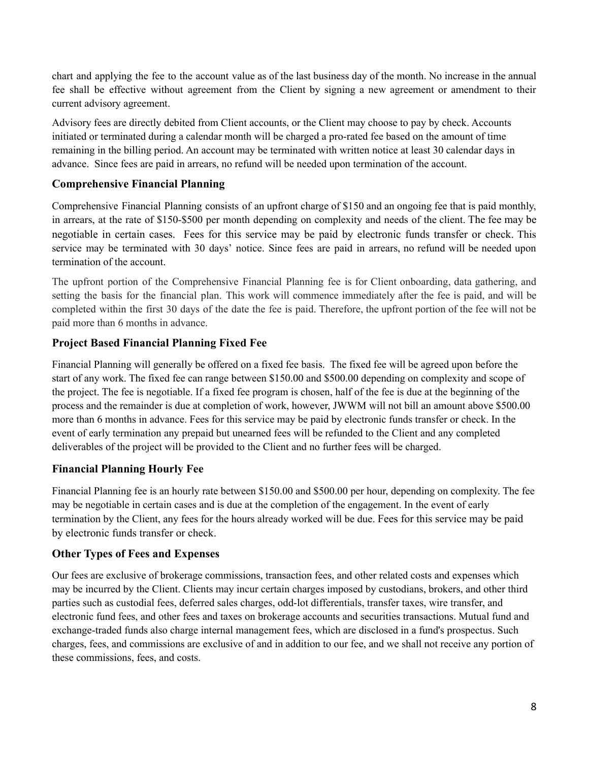chart and applying the fee to the account value as of the last business day of the month. No increase in the annual fee shall be effective without agreement from the Client by signing a new agreement or amendment to their current advisory agreement.

Advisory fees are directly debited from Client accounts, or the Client may choose to pay by check. Accounts initiated or terminated during a calendar month will be charged a pro-rated fee based on the amount of time remaining in the billing period. An account may be terminated with written notice at least 30 calendar days in advance. Since fees are paid in arrears, no refund will be needed upon termination of the account.

### Comprehensive Financial Planning

Comprehensive Financial Planning consists of an upfront charge of $150 and an ongoing fee that is paid monthly, in arrears, at the rate of $150-$500 per month depending on complexity and needs of the client. The fee may be negotiable in certain cases. Fees for this service may be paid by electronic funds transfer or check. This service may be terminated with 30 days' notice. Since fees are paid in arrears, no refund will be needed upon termination of the account.

The upfront portion of the Comprehensive Financial Planning fee is for Client onboarding, data gathering, and setting the basis for the financial plan. This work will commence immediately after the fee is paid, and will be completed within the first 30 days of the date the fee is paid. Therefore, the upfront portion of the fee will not be paid more than 6 months in advance.

### Project Based Financial Planning Fixed Fee

Financial Planning will generally be offered on a fixed fee basis. The fixed fee will be agreed upon before the start of any work. The fixed fee can range between $150.00 and $500.00 depending on complexity and scope of the project. The fee is negotiable. If a fixed fee program is chosen, half of the fee is due at the beginning of the process and the remainder is due at completion of work, however, JWWM will not bill an amount above $500.00 more than 6 months in advance. Fees for this service may be paid by electronic funds transfer or check. In the event of early termination any prepaid but unearned fees will be refunded to the Client and any completed deliverables of the project will be provided to the Client and no further fees will be charged.

### Financial Planning Hourly Fee

Financial Planning fee is an hourly rate between $150.00 and $500.00 per hour, depending on complexity. The fee may be negotiable in certain cases and is due at the completion of the engagement. In the event of early termination by the Client, any fees for the hours already worked will be due. Fees for this service may be paid by electronic funds transfer or check.

### Other Types of Fees and Expenses

Our fees are exclusive of brokerage commissions, transaction fees, and other related costs and expenses which may be incurred by the Client. Clients may incur certain charges imposed by custodians, brokers, and other third parties such as custodial fees, deferred sales charges, odd-lot differentials, transfer taxes, wire transfer, and electronic fund fees, and other fees and taxes on brokerage accounts and securities transactions. Mutual fund and exchange-traded funds also charge internal management fees, which are disclosed in a fund's prospectus. Such charges, fees, and commissions are exclusive of and in addition to our fee, and we shall not receive any portion of these commissions, fees, and costs.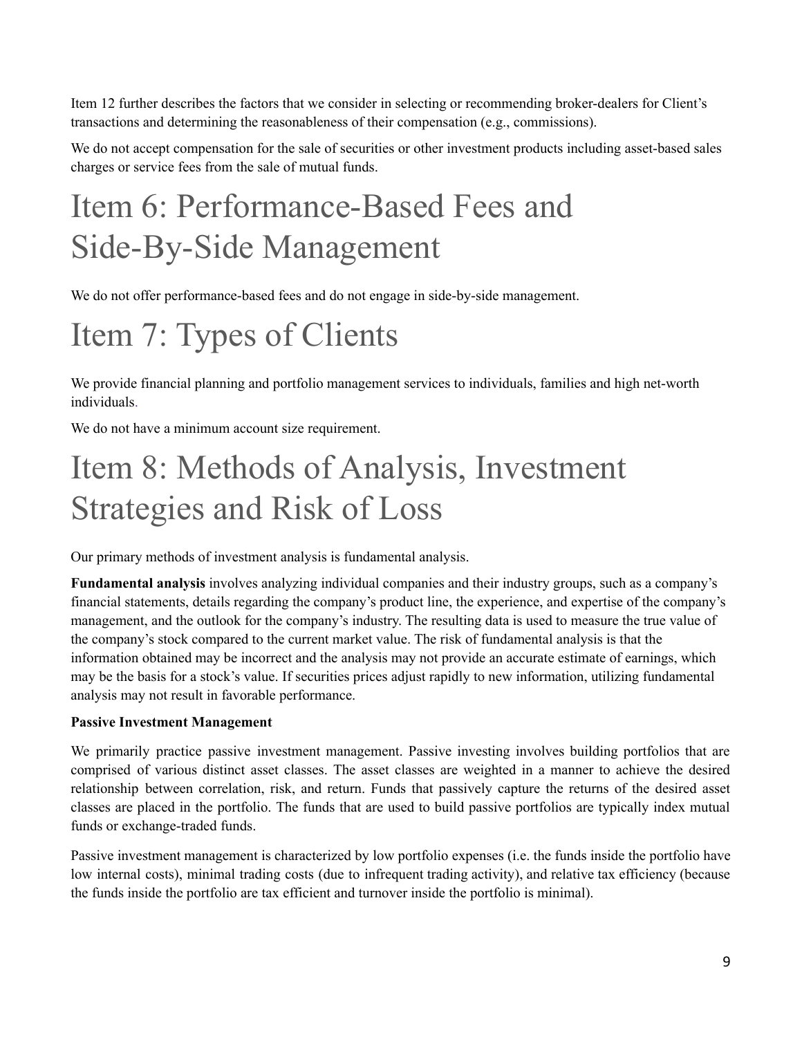Item 12 further describes the factors that we consider in selecting or recommending broker-dealers for Client's transactions and determining the reasonableness of their compensation (e.g., commissions).

We do not accept compensation for the sale of securities or other investment products including asset-based sales charges or service fees from the sale of mutual funds.

# Item 6: Performance-Based Fees and Side-By-Side Management

We do not offer performance-based fees and do not engage in side-by-side management.

# Item 7: Types of Clients

We provide financial planning and portfolio management services to individuals, families and high net-worth individuals.

We do not have a minimum account size requirement.

# Item 8: Methods of Analysis, Investment Strategies and Risk of Loss

Our primary methods of investment analysis is fundamental analysis.

**Fundamental analysis** involves analyzing individual companies and their industry groups, such as a company's financial statements, details regarding the company's product line, the experience, and expertise of the company's management, and the outlook for the company's industry. The resulting data is used to measure the true value of the company's stock compared to the current market value. The risk of fundamental analysis is that the information obtained may be incorrect and the analysis may not provide an accurate estimate of earnings, which may be the basis for a stock's value. If securities prices adjust rapidly to new information, utilizing fundamental analysis may not result in favorable performance.

**Passive Investment Management**

We primarily practice passive investment management. Passive investing involves building portfolios that are comprised of various distinct asset classes. The asset classes are weighted in a manner to achieve the desired relationship between correlation, risk, and return. Funds that passively capture the returns of the desired asset classes are placed in the portfolio. The funds that are used to build passive portfolios are typically index mutual funds or exchange-traded funds.

Passive investment management is characterized by low portfolio expenses (i.e. the funds inside the portfolio have low internal costs), minimal trading costs (due to infrequent trading activity), and relative tax efficiency (because the funds inside the portfolio are tax efficient and turnover inside the portfolio is minimal).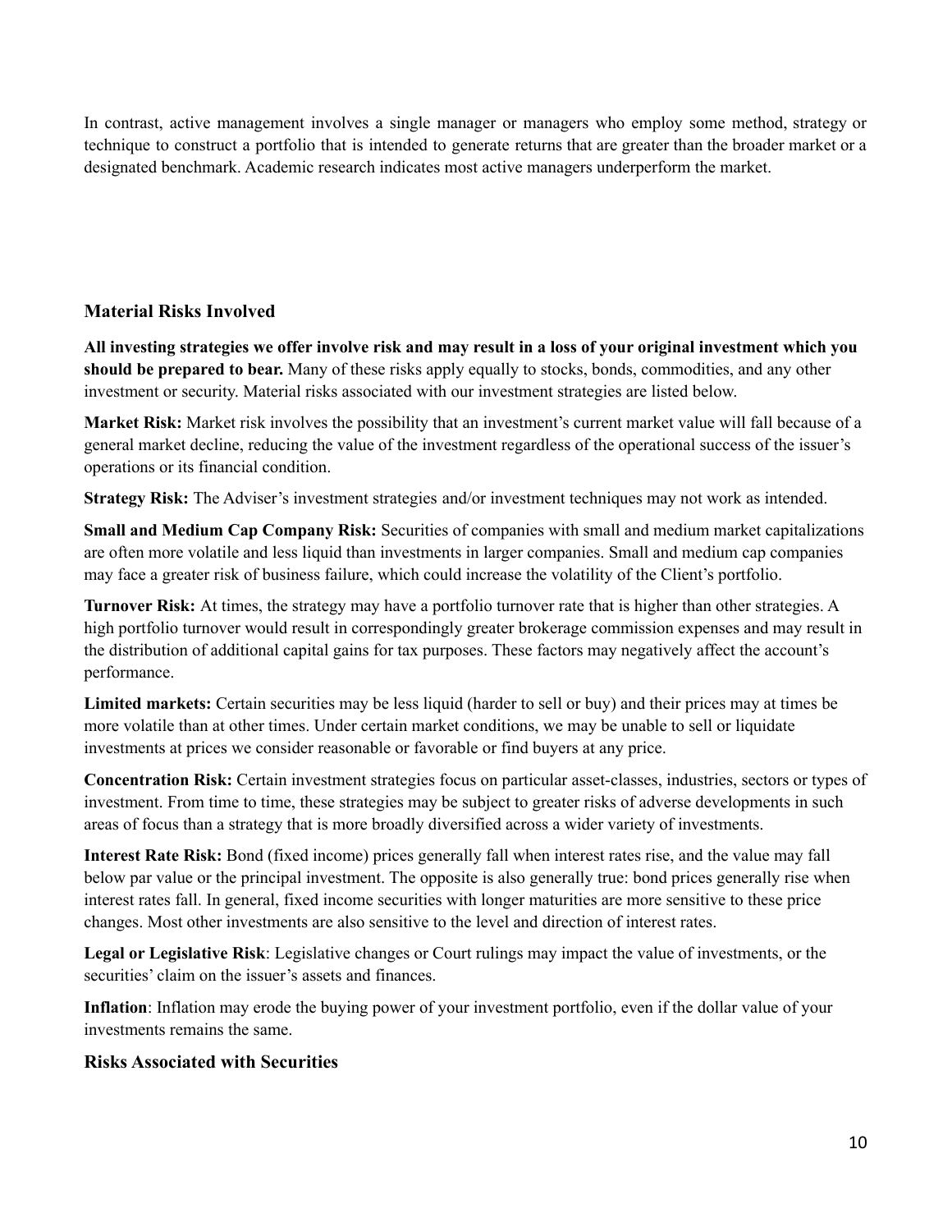In contrast, active management involves a single manager or managers who employ some method, strategy or technique to construct a portfolio that is intended to generate returns that are greater than the broader market or a designated benchmark. Academic research indicates most active managers underperform the market.

### Material Risks Involved

**All investing strategies we offer involve risk and may result in a loss of your original investment which you should be prepared to bear.** Many of these risks apply equally to stocks, bonds, commodities, and any other investment or security. Material risks associated with our investment strategies are listed below.

**Market Risk:** Market risk involves the possibility that an investment's current market value will fall because of a general market decline, reducing the value of the investment regardless of the operational success of the issuer's operations or its financial condition.

**Strategy Risk:** The Adviser's investment strategies and/or investment techniques may not work as intended.

**Small and Medium Cap Company Risk:** Securities of companies with small and medium market capitalizations are often more volatile and less liquid than investments in larger companies. Small and medium cap companies may face a greater risk of business failure, which could increase the volatility of the Client's portfolio.

**Turnover Risk:** At times, the strategy may have a portfolio turnover rate that is higher than other strategies. A high portfolio turnover would result in correspondingly greater brokerage commission expenses and may result in the distribution of additional capital gains for tax purposes. These factors may negatively affect the account's performance.

**Limited markets:** Certain securities may be less liquid (harder to sell or buy) and their prices may at times be more volatile than at other times. Under certain market conditions, we may be unable to sell or liquidate investments at prices we consider reasonable or favorable or find buyers at any price.

**Concentration Risk:** Certain investment strategies focus on particular asset-classes, industries, sectors or types of investment. From time to time, these strategies may be subject to greater risks of adverse developments in such areas of focus than a strategy that is more broadly diversified across a wider variety of investments.

**Interest Rate Risk:** Bond (fixed income) prices generally fall when interest rates rise, and the value may fall below par value or the principal investment. The opposite is also generally true: bond prices generally rise when interest rates fall. In general, fixed income securities with longer maturities are more sensitive to these price changes. Most other investments are also sensitive to the level and direction of interest rates.

**Legal or Legislative Risk**: Legislative changes or Court rulings may impact the value of investments, or the securities' claim on the issuer's assets and finances.

**Inflation**: Inflation may erode the buying power of your investment portfolio, even if the dollar value of your investments remains the same.

### Risks Associated with Securities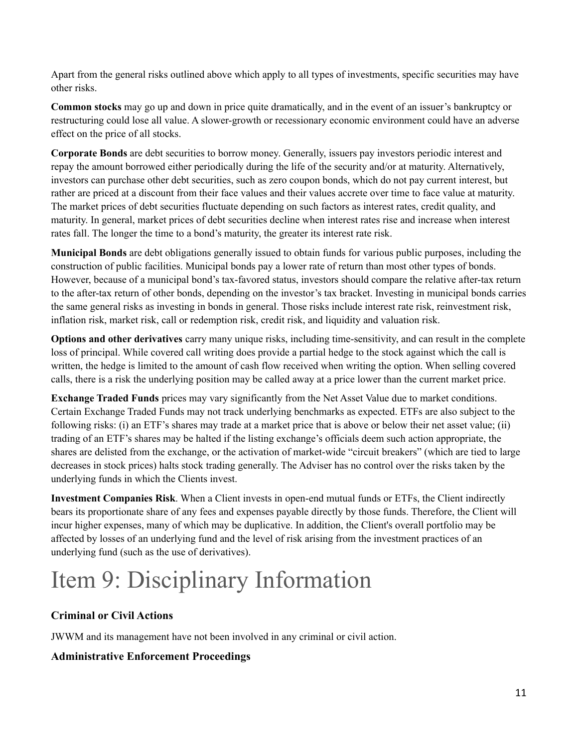Apart from the general risks outlined above which apply to all types of investments, specific securities may have other risks.

**Common stocks** may go up and down in price quite dramatically, and in the event of an issuer's bankruptcy or restructuring could lose all value. A slower-growth or recessionary economic environment could have an adverse effect on the price of all stocks.

**Corporate Bonds** are debt securities to borrow money. Generally, issuers pay investors periodic interest and repay the amount borrowed either periodically during the life of the security and/or at maturity. Alternatively, investors can purchase other debt securities, such as zero coupon bonds, which do not pay current interest, but rather are priced at a discount from their face values and their values accrete over time to face value at maturity. The market prices of debt securities fluctuate depending on such factors as interest rates, credit quality, and maturity. In general, market prices of debt securities decline when interest rates rise and increase when interest rates fall. The longer the time to a bond's maturity, the greater its interest rate risk.

**Municipal Bonds** are debt obligations generally issued to obtain funds for various public purposes, including the construction of public facilities. Municipal bonds pay a lower rate of return than most other types of bonds. However, because of a municipal bond's tax-favored status, investors should compare the relative after-tax return to the after-tax return of other bonds, depending on the investor's tax bracket. Investing in municipal bonds carries the same general risks as investing in bonds in general. Those risks include interest rate risk, reinvestment risk, inflation risk, market risk, call or redemption risk, credit risk, and liquidity and valuation risk.

**Options and other derivatives** carry many unique risks, including time-sensitivity, and can result in the complete loss of principal. While covered call writing does provide a partial hedge to the stock against which the call is written, the hedge is limited to the amount of cash flow received when writing the option. When selling covered calls, there is a risk the underlying position may be called away at a price lower than the current market price.

**Exchange Traded Funds** prices may vary significantly from the Net Asset Value due to market conditions. Certain Exchange Traded Funds may not track underlying benchmarks as expected. ETFs are also subject to the following risks: (i) an ETF's shares may trade at a market price that is above or below their net asset value; (ii) trading of an ETF's shares may be halted if the listing exchange's officials deem such action appropriate, the shares are delisted from the exchange, or the activation of market-wide "circuit breakers" (which are tied to large decreases in stock prices) halts stock trading generally. The Adviser has no control over the risks taken by the underlying funds in which the Clients invest.

**Investment Companies Risk**. When a Client invests in open-end mutual funds or ETFs, the Client indirectly bears its proportionate share of any fees and expenses payable directly by those funds. Therefore, the Client will incur higher expenses, many of which may be duplicative. In addition, the Client's overall portfolio may be affected by losses of an underlying fund and the level of risk arising from the investment practices of an underlying fund (such as the use of derivatives).

# Item 9: Disciplinary Information

### Criminal or Civil Actions

JWWM and its management have not been involved in any criminal or civil action.

### Administrative Enforcement Proceedings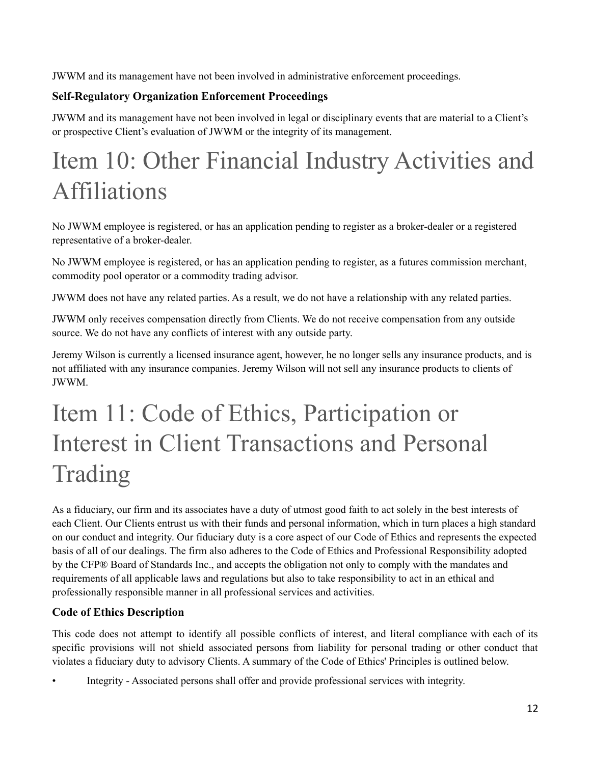JWWM and its management have not been involved in administrative enforcement proceedings.

**Self-Regulatory Organization Enforcement Proceedings**

JWWM and its management have not been involved in legal or disciplinary events that are material to a Client's or prospective Client's evaluation of JWWM or the integrity of its management.

# Item 10: Other Financial Industry Activities and Affiliations

No JWWM employee is registered, or has an application pending to register as a broker-dealer or a registered representative of a broker-dealer.

No JWWM employee is registered, or has an application pending to register, as a futures commission merchant, commodity pool operator or a commodity trading advisor.

JWWM does not have any related parties. As a result, we do not have a relationship with any related parties.

JWWM only receives compensation directly from Clients. We do not receive compensation from any outside source. We do not have any conflicts of interest with any outside party.

Jeremy Wilson is currently a licensed insurance agent, however, he no longer sells any insurance products, and is not affiliated with any insurance companies. Jeremy Wilson will not sell any insurance products to clients of JWWM.

# Item 11: Code of Ethics, Participation or Interest in Client Transactions and Personal Trading

As a fiduciary, our firm and its associates have a duty of utmost good faith to act solely in the best interests of each Client. Our Clients entrust us with their funds and personal information, which in turn places a high standard on our conduct and integrity. Our fiduciary duty is a core aspect of our Code of Ethics and represents the expected basis of all of our dealings. The firm also adheres to the Code of Ethics and Professional Responsibility adopted by the CFP® Board of Standards Inc., and accepts the obligation not only to comply with the mandates and requirements of all applicable laws and regulations but also to take responsibility to act in an ethical and professionally responsible manner in all professional services and activities.

**Code of Ethics Description**

This code does not attempt to identify all possible conflicts of interest, and literal compliance with each of its specific provisions will not shield associated persons from liability for personal trading or other conduct that violates a fiduciary duty to advisory Clients. A summary of the Code of Ethics' Principles is outlined below.

- Integrity - Associated persons shall offer and provide professional services with integrity.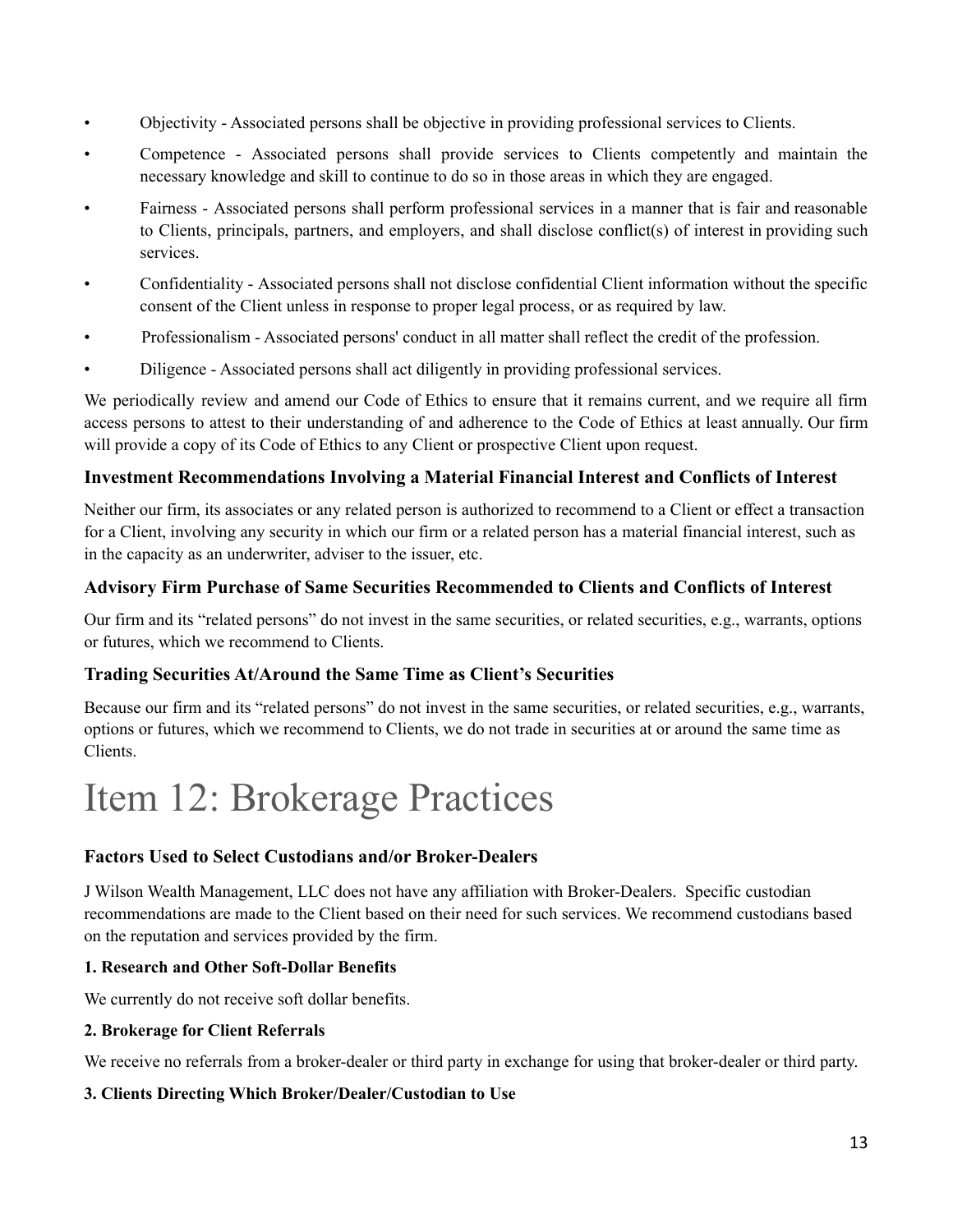- Objectivity - Associated persons shall be objective in providing professional services to Clients.
- Competence - Associated persons shall provide services to Clients competently and maintain the necessary knowledge and skill to continue to do so in those areas in which they are engaged.
- Fairness - Associated persons shall perform professional services in a manner that is fair and reasonable to Clients, principals, partners, and employers, and shall disclose conflict(s) of interest in providing such services.
- Confidentiality - Associated persons shall not disclose confidential Client information without the specific consent of the Client unless in response to proper legal process, or as required by law.
- Professionalism - Associated persons' conduct in all matter shall reflect the credit of the profession.
- Diligence - Associated persons shall act diligently in providing professional services.

We periodically review and amend our Code of Ethics to ensure that it remains current, and we require all firm access persons to attest to their understanding of and adherence to the Code of Ethics at least annually. Our firm will provide a copy of its Code of Ethics to any Client or prospective Client upon request.

### Investment Recommendations Involving a Material Financial Interest and Conflicts of Interest

Neither our firm, its associates or any related person is authorized to recommend to a Client or effect a transaction for a Client, involving any security in which our firm or a related person has a material financial interest, such as in the capacity as an underwriter, adviser to the issuer, etc.

### Advisory Firm Purchase of Same Securities Recommended to Clients and Conflicts of Interest

Our firm and its "related persons" do not invest in the same securities, or related securities, e.g., warrants, options or futures, which we recommend to Clients.

### Trading Securities At/Around the Same Time as Client's Securities

Because our firm and its "related persons" do not invest in the same securities, or related securities, e.g., warrants, options or futures, which we recommend to Clients, we do not trade in securities at or around the same time as Clients.

# Item 12: Brokerage Practices

### Factors Used to Select Custodians and/or Broker-Dealers

J Wilson Wealth Management, LLC does not have any affiliation with Broker-Dealers. Specific custodian recommendations are made to the Client based on their need for such services. We recommend custodians based on the reputation and services provided by the firm.

**1. Research and Other Soft-Dollar Benefits**

We currently do not receive soft dollar benefits.

**2. Brokerage for Client Referrals**

We receive no referrals from a broker-dealer or third party in exchange for using that broker-dealer or third party.

**3. Clients Directing Which Broker/Dealer/Custodian to Use**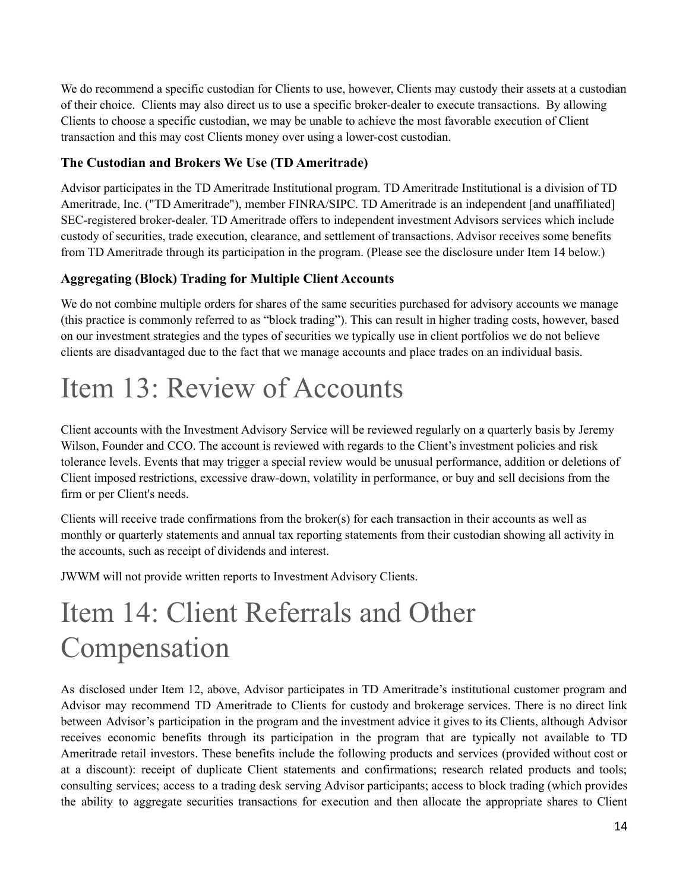We do recommend a specific custodian for Clients to use, however, Clients may custody their assets at a custodian of their choice. Clients may also direct us to use a specific broker-dealer to execute transactions. By allowing Clients to choose a specific custodian, we may be unable to achieve the most favorable execution of Client transaction and this may cost Clients money over using a lower-cost custodian.

### The Custodian and Brokers We Use (TD Ameritrade)

Advisor participates in the TD Ameritrade Institutional program. TD Ameritrade Institutional is a division of TD Ameritrade, Inc. ("TD Ameritrade"), member FINRA/SIPC. TD Ameritrade is an independent [and unaffiliated] SEC-registered broker-dealer. TD Ameritrade offers to independent investment Advisors services which include custody of securities, trade execution, clearance, and settlement of transactions. Advisor receives some benefits from TD Ameritrade through its participation in the program. (Please see the disclosure under Item 14 below.)

### Aggregating (Block) Trading for Multiple Client Accounts

We do not combine multiple orders for shares of the same securities purchased for advisory accounts we manage (this practice is commonly referred to as "block trading"). This can result in higher trading costs, however, based on our investment strategies and the types of securities we typically use in client portfolios we do not believe clients are disadvantaged due to the fact that we manage accounts and place trades on an individual basis.

# Item 13: Review of Accounts

Client accounts with the Investment Advisory Service will be reviewed regularly on a quarterly basis by Jeremy Wilson, Founder and CCO. The account is reviewed with regards to the Client's investment policies and risk tolerance levels. Events that may trigger a special review would be unusual performance, addition or deletions of Client imposed restrictions, excessive draw-down, volatility in performance, or buy and sell decisions from the firm or per Client's needs.

Clients will receive trade confirmations from the broker(s) for each transaction in their accounts as well as monthly or quarterly statements and annual tax reporting statements from their custodian showing all activity in the accounts, such as receipt of dividends and interest.

JWWM will not provide written reports to Investment Advisory Clients.

# Item 14: Client Referrals and Other Compensation

As disclosed under Item 12, above, Advisor participates in TD Ameritrade's institutional customer program and Advisor may recommend TD Ameritrade to Clients for custody and brokerage services. There is no direct link between Advisor's participation in the program and the investment advice it gives to its Clients, although Advisor receives economic benefits through its participation in the program that are typically not available to TD Ameritrade retail investors. These benefits include the following products and services (provided without cost or at a discount): receipt of duplicate Client statements and confirmations; research related products and tools; consulting services; access to a trading desk serving Advisor participants; access to block trading (which provides the ability to aggregate securities transactions for execution and then allocate the appropriate shares to Client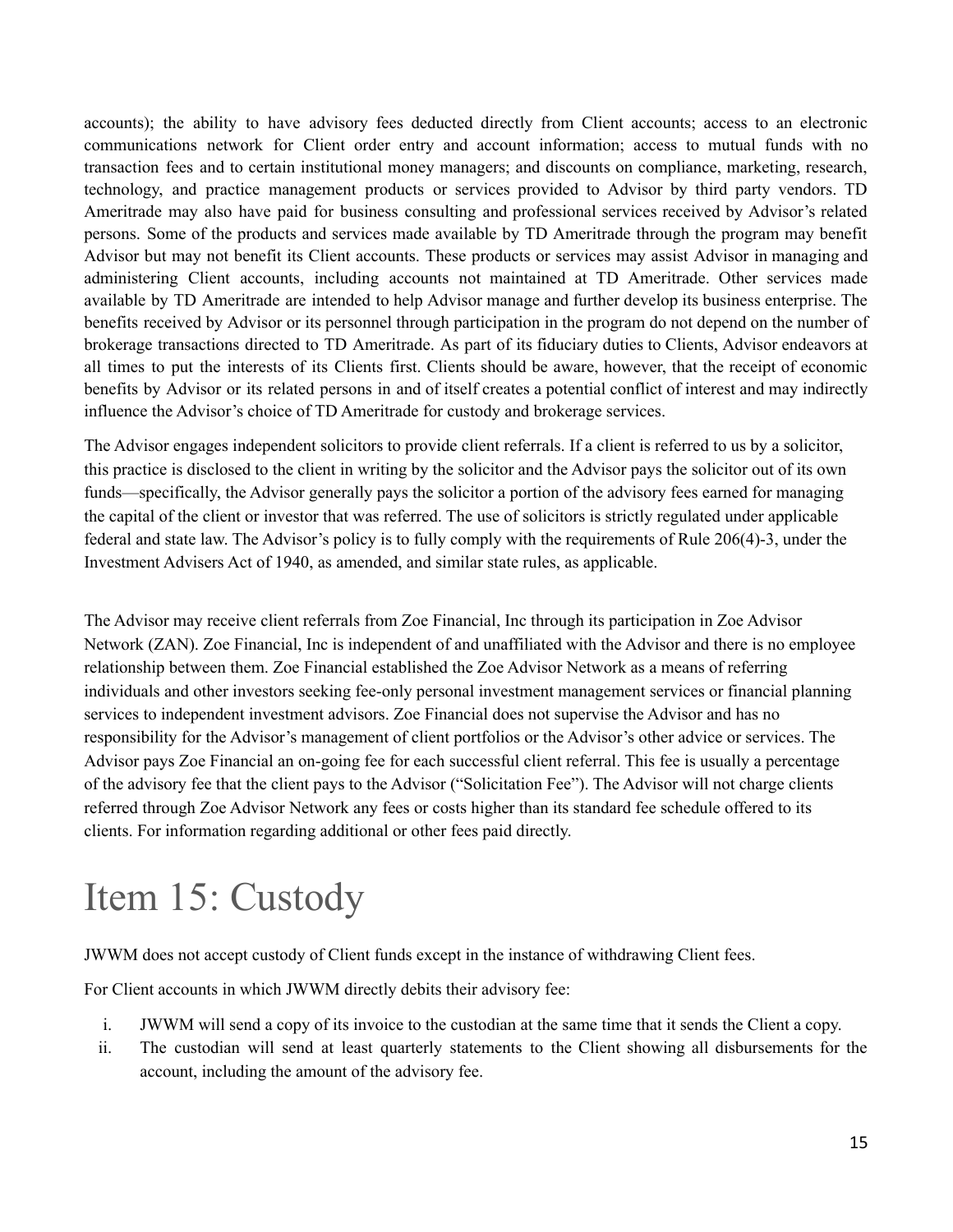accounts); the ability to have advisory fees deducted directly from Client accounts; access to an electronic communications network for Client order entry and account information; access to mutual funds with no transaction fees and to certain institutional money managers; and discounts on compliance, marketing, research, technology, and practice management products or services provided to Advisor by third party vendors. TD Ameritrade may also have paid for business consulting and professional services received by Advisor's related persons. Some of the products and services made available by TD Ameritrade through the program may benefit Advisor but may not benefit its Client accounts. These products or services may assist Advisor in managing and administering Client accounts, including accounts not maintained at TD Ameritrade. Other services made available by TD Ameritrade are intended to help Advisor manage and further develop its business enterprise. The benefits received by Advisor or its personnel through participation in the program do not depend on the number of brokerage transactions directed to TD Ameritrade. As part of its fiduciary duties to Clients, Advisor endeavors at all times to put the interests of its Clients first. Clients should be aware, however, that the receipt of economic benefits by Advisor or its related persons in and of itself creates a potential conflict of interest and may indirectly influence the Advisor's choice of TD Ameritrade for custody and brokerage services.

The Advisor engages independent solicitors to provide client referrals. If a client is referred to us by a solicitor, this practice is disclosed to the client in writing by the solicitor and the Advisor pays the solicitor out of its own funds—specifically, the Advisor generally pays the solicitor a portion of the advisory fees earned for managing the capital of the client or investor that was referred. The use of solicitors is strictly regulated under applicable federal and state law. The Advisor's policy is to fully comply with the requirements of Rule 206(4)-3, under the Investment Advisers Act of 1940, as amended, and similar state rules, as applicable.

The Advisor may receive client referrals from Zoe Financial, Inc through its participation in Zoe Advisor Network (ZAN). Zoe Financial, Inc is independent of and unaffiliated with the Advisor and there is no employee relationship between them. Zoe Financial established the Zoe Advisor Network as a means of referring individuals and other investors seeking fee-only personal investment management services or financial planning services to independent investment advisors. Zoe Financial does not supervise the Advisor and has no responsibility for the Advisor's management of client portfolios or the Advisor's other advice or services. The Advisor pays Zoe Financial an on-going fee for each successful client referral. This fee is usually a percentage of the advisory fee that the client pays to the Advisor ("Solicitation Fee"). The Advisor will not charge clients referred through Zoe Advisor Network any fees or costs higher than its standard fee schedule offered to its clients. For information regarding additional or other fees paid directly.

# Item 15: Custody

JWWM does not accept custody of Client funds except in the instance of withdrawing Client fees.

For Client accounts in which JWWM directly debits their advisory fee:

i. JWWM will send a copy of its invoice to the custodian at the same time that it sends the Client a copy.
ii. The custodian will send at least quarterly statements to the Client showing all disbursements for the account, including the amount of the advisory fee.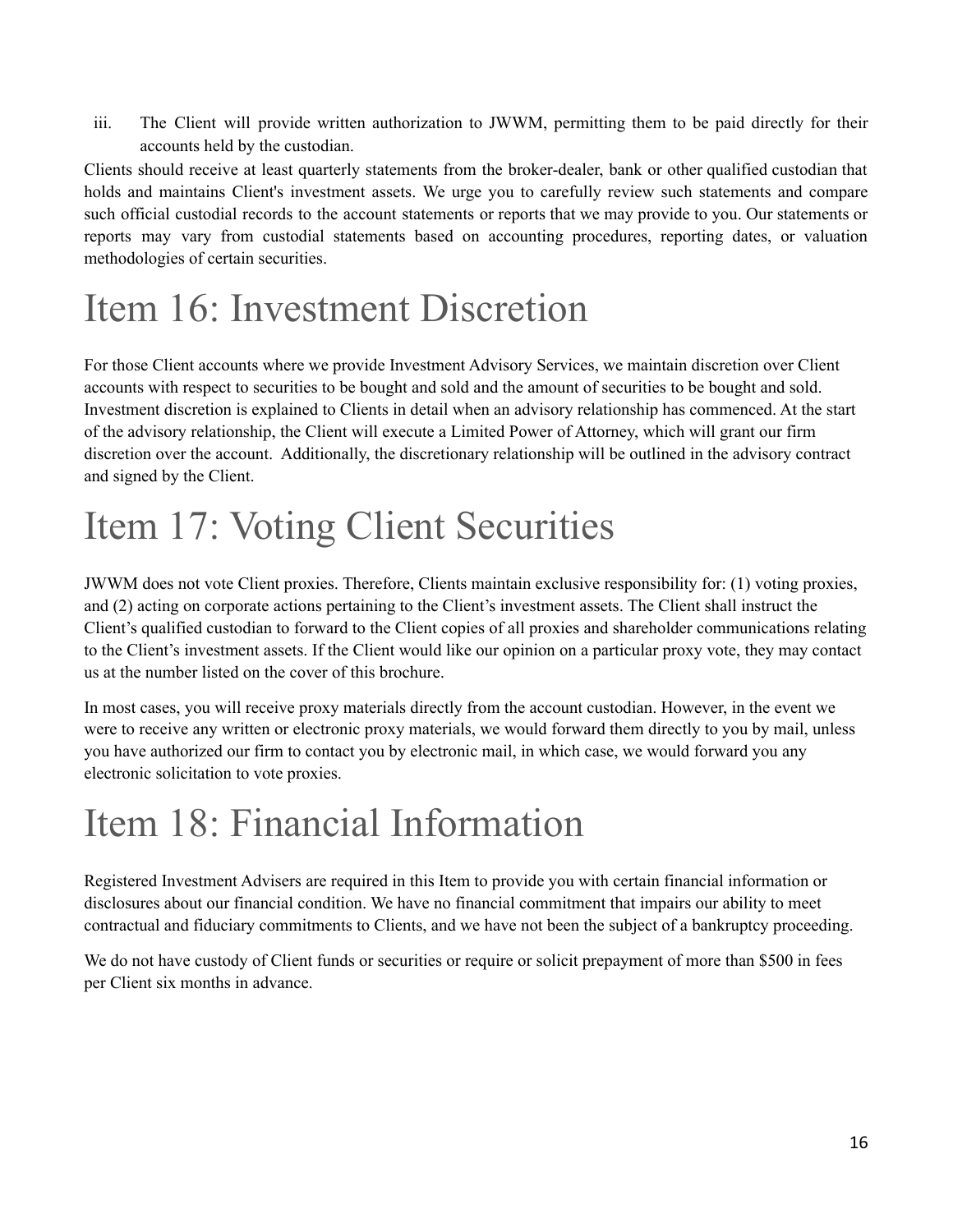iii. The Client will provide written authorization to JWWM, permitting them to be paid directly for their accounts held by the custodian.

Clients should receive at least quarterly statements from the broker-dealer, bank or other qualified custodian that holds and maintains Client's investment assets. We urge you to carefully review such statements and compare such official custodial records to the account statements or reports that we may provide to you. Our statements or reports may vary from custodial statements based on accounting procedures, reporting dates, or valuation methodologies of certain securities.

# Item 16: Investment Discretion

For those Client accounts where we provide Investment Advisory Services, we maintain discretion over Client accounts with respect to securities to be bought and sold and the amount of securities to be bought and sold. Investment discretion is explained to Clients in detail when an advisory relationship has commenced. At the start of the advisory relationship, the Client will execute a Limited Power of Attorney, which will grant our firm discretion over the account. Additionally, the discretionary relationship will be outlined in the advisory contract and signed by the Client.

# Item 17: Voting Client Securities

JWWM does not vote Client proxies. Therefore, Clients maintain exclusive responsibility for: (1) voting proxies, and (2) acting on corporate actions pertaining to the Client's investment assets. The Client shall instruct the Client's qualified custodian to forward to the Client copies of all proxies and shareholder communications relating to the Client's investment assets. If the Client would like our opinion on a particular proxy vote, they may contact us at the number listed on the cover of this brochure.

In most cases, you will receive proxy materials directly from the account custodian. However, in the event we were to receive any written or electronic proxy materials, we would forward them directly to you by mail, unless you have authorized our firm to contact you by electronic mail, in which case, we would forward you any electronic solicitation to vote proxies.

# Item 18: Financial Information

Registered Investment Advisers are required in this Item to provide you with certain financial information or disclosures about our financial condition. We have no financial commitment that impairs our ability to meet contractual and fiduciary commitments to Clients, and we have not been the subject of a bankruptcy proceeding.

We do not have custody of Client funds or securities or require or solicit prepayment of more than $500 in fees per Client six months in advance.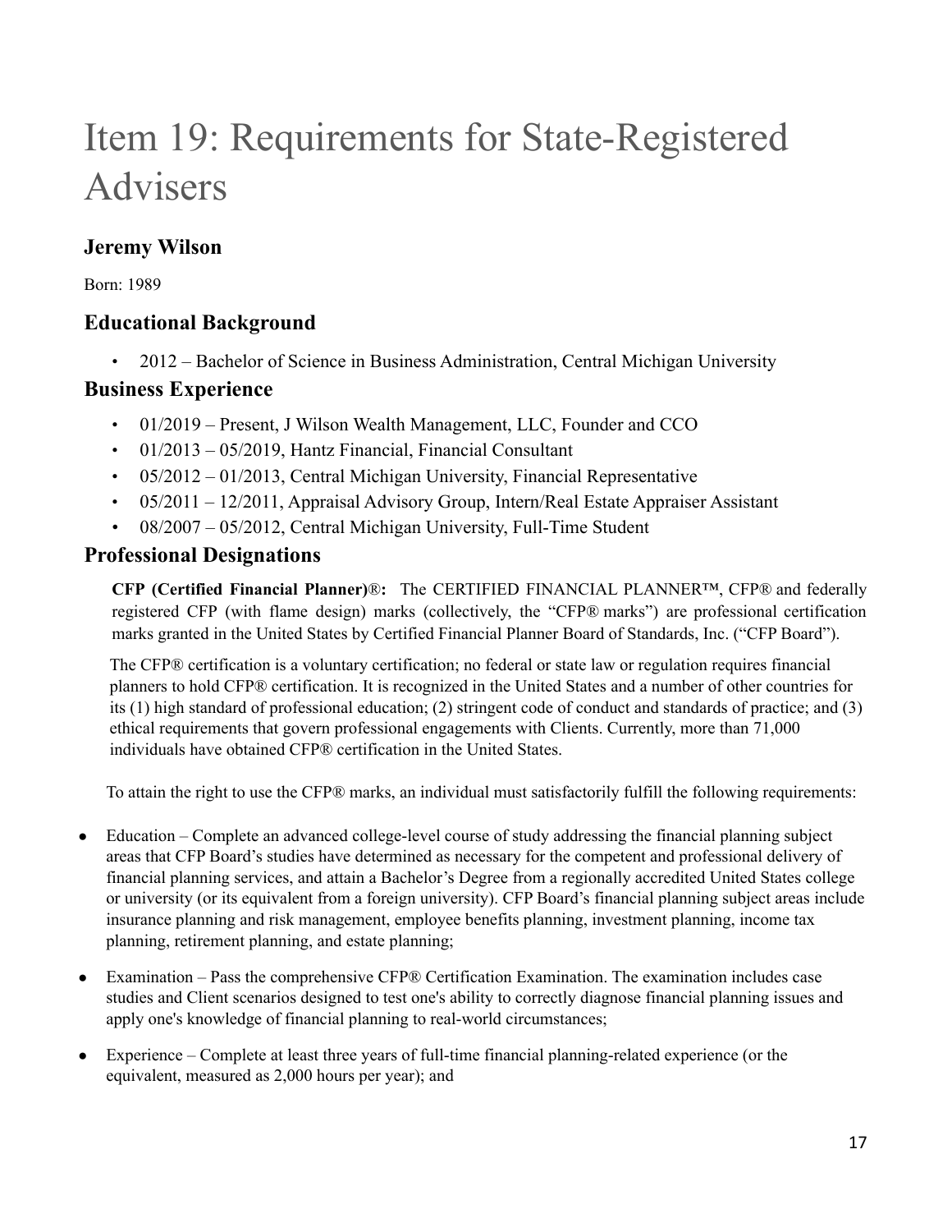# Item 19: Requirements for State-Registered Advisers

## Jeremy Wilson

Born: 1989

## Educational Background

- 2012 – Bachelor of Science in Business Administration, Central Michigan University

## Business Experience

- 01/2019 – Present, J Wilson Wealth Management, LLC, Founder and CCO
- 01/2013 – 05/2019, Hantz Financial, Financial Consultant
- 05/2012 – 01/2013, Central Michigan University, Financial Representative
- 05/2011 – 12/2011, Appraisal Advisory Group, Intern/Real Estate Appraiser Assistant
- 08/2007 – 05/2012, Central Michigan University, Full-Time Student

## Professional Designations

**CFP (Certified Financial Planner)®:** The CERTIFIED FINANCIAL PLANNER™, CFP® and federally registered CFP (with flame design) marks (collectively, the "CFP® marks") are professional certification marks granted in the United States by Certified Financial Planner Board of Standards, Inc. ("CFP Board").

The CFP® certification is a voluntary certification; no federal or state law or regulation requires financial planners to hold CFP® certification. It is recognized in the United States and a number of other countries for its (1) high standard of professional education; (2) stringent code of conduct and standards of practice; and (3) ethical requirements that govern professional engagements with Clients. Currently, more than 71,000 individuals have obtained CFP® certification in the United States.

To attain the right to use the CFP® marks, an individual must satisfactorily fulfill the following requirements:

- Education – Complete an advanced college-level course of study addressing the financial planning subject areas that CFP Board's studies have determined as necessary for the competent and professional delivery of financial planning services, and attain a Bachelor's Degree from a regionally accredited United States college or university (or its equivalent from a foreign university). CFP Board's financial planning subject areas include insurance planning and risk management, employee benefits planning, investment planning, income tax planning, retirement planning, and estate planning;
- Examination – Pass the comprehensive CFP® Certification Examination. The examination includes case studies and Client scenarios designed to test one's ability to correctly diagnose financial planning issues and apply one's knowledge of financial planning to real-world circumstances;
- Experience – Complete at least three years of full-time financial planning-related experience (or the equivalent, measured as 2,000 hours per year); and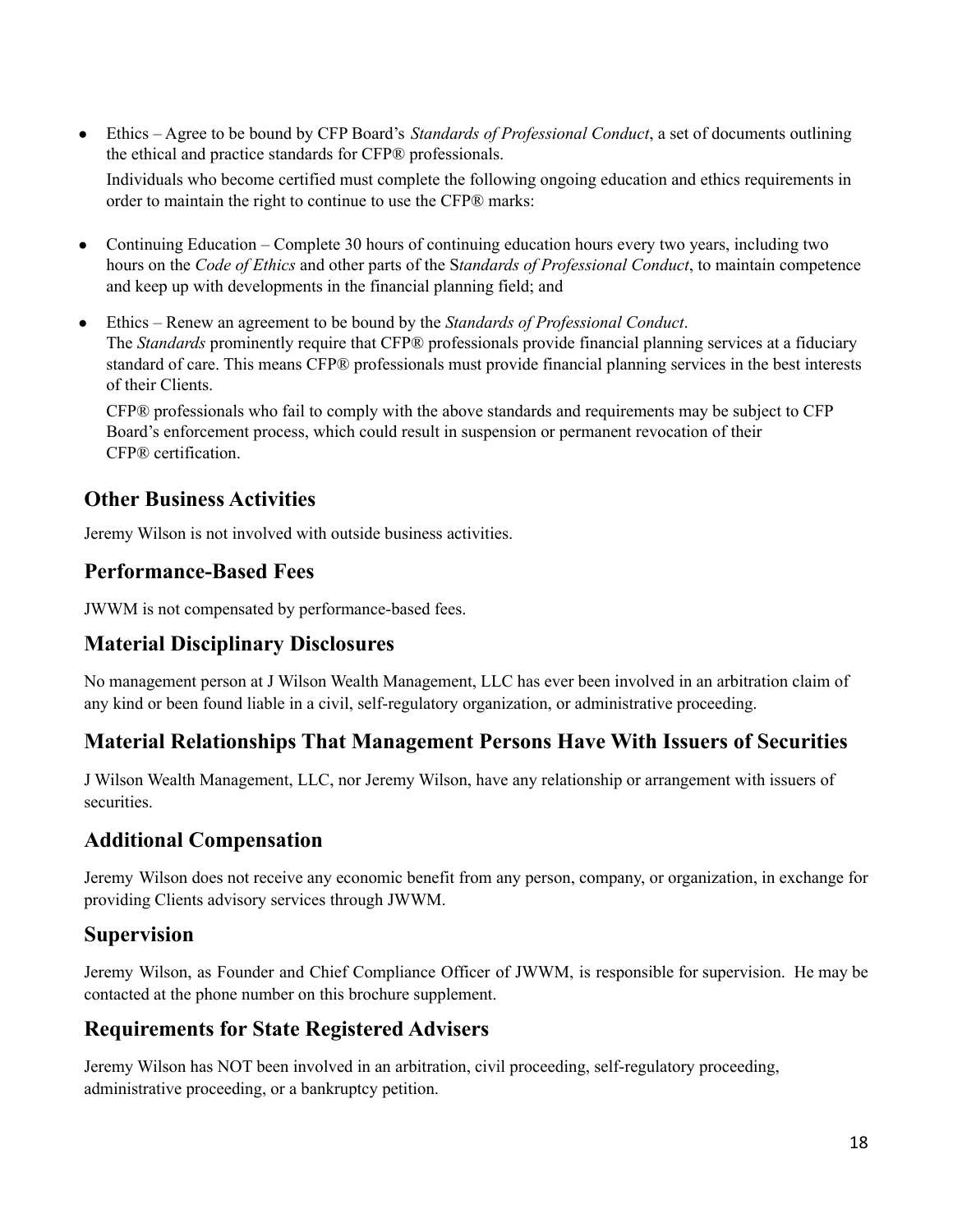- Ethics – Agree to be bound by CFP Board's *Standards of Professional Conduct*, a set of documents outlining the ethical and practice standards for CFP® professionals.

  Individuals who become certified must complete the following ongoing education and ethics requirements in order to maintain the right to continue to use the CFP® marks:

- Continuing Education – Complete 30 hours of continuing education hours every two years, including two hours on the *Code of Ethics* and other parts of the S*tandards of Professional Conduct*, to maintain competence and keep up with developments in the financial planning field; and

- Ethics – Renew an agreement to be bound by the *Standards of Professional Conduct*.
  The *Standards* prominently require that CFP® professionals provide financial planning services at a fiduciary standard of care. This means CFP® professionals must provide financial planning services in the best interests of their Clients.

  CFP® professionals who fail to comply with the above standards and requirements may be subject to CFP Board's enforcement process, which could result in suspension or permanent revocation of their CFP® certification.

## Other Business Activities

Jeremy Wilson is not involved with outside business activities.

## Performance-Based Fees

JWWM is not compensated by performance-based fees.

## Material Disciplinary Disclosures

No management person at J Wilson Wealth Management, LLC has ever been involved in an arbitration claim of any kind or been found liable in a civil, self-regulatory organization, or administrative proceeding.

## Material Relationships That Management Persons Have With Issuers of Securities

J Wilson Wealth Management, LLC, nor Jeremy Wilson, have any relationship or arrangement with issuers of securities.

## Additional Compensation

Jeremy Wilson does not receive any economic benefit from any person, company, or organization, in exchange for providing Clients advisory services through JWWM.

## Supervision

Jeremy Wilson, as Founder and Chief Compliance Officer of JWWM, is responsible for supervision. He may be contacted at the phone number on this brochure supplement.

## Requirements for State Registered Advisers

Jeremy Wilson has NOT been involved in an arbitration, civil proceeding, self-regulatory proceeding, administrative proceeding, or a bankruptcy petition.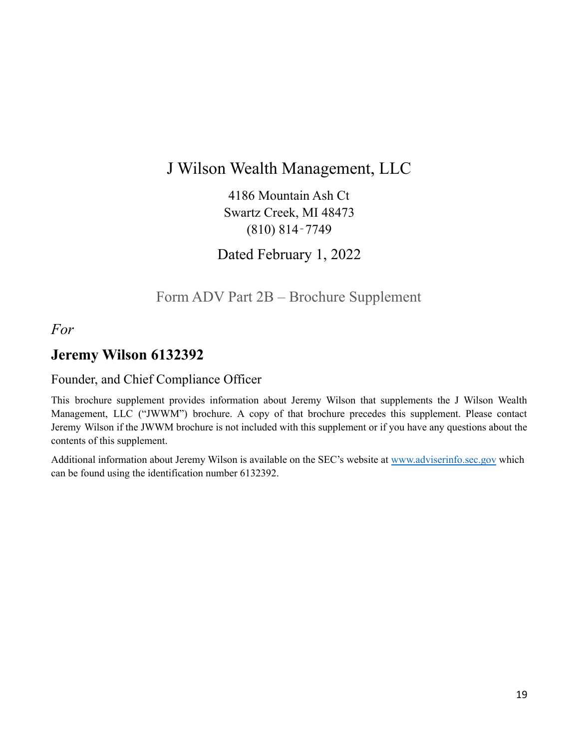# J Wilson Wealth Management, LLC

4186 Mountain Ash Ct
Swartz Creek, MI 48473
(810) 814-7749

Dated February 1, 2022

Form ADV Part 2B – Brochure Supplement

*For*

## Jeremy Wilson 6132392

Founder, and Chief Compliance Officer

This brochure supplement provides information about Jeremy Wilson that supplements the J Wilson Wealth Management, LLC ("JWWM") brochure. A copy of that brochure precedes this supplement. Please contact Jeremy Wilson if the JWWM brochure is not included with this supplement or if you have any questions about the contents of this supplement.

Additional information about Jeremy Wilson is available on the SEC's website at www.adviserinfo.sec.gov which can be found using the identification number 6132392.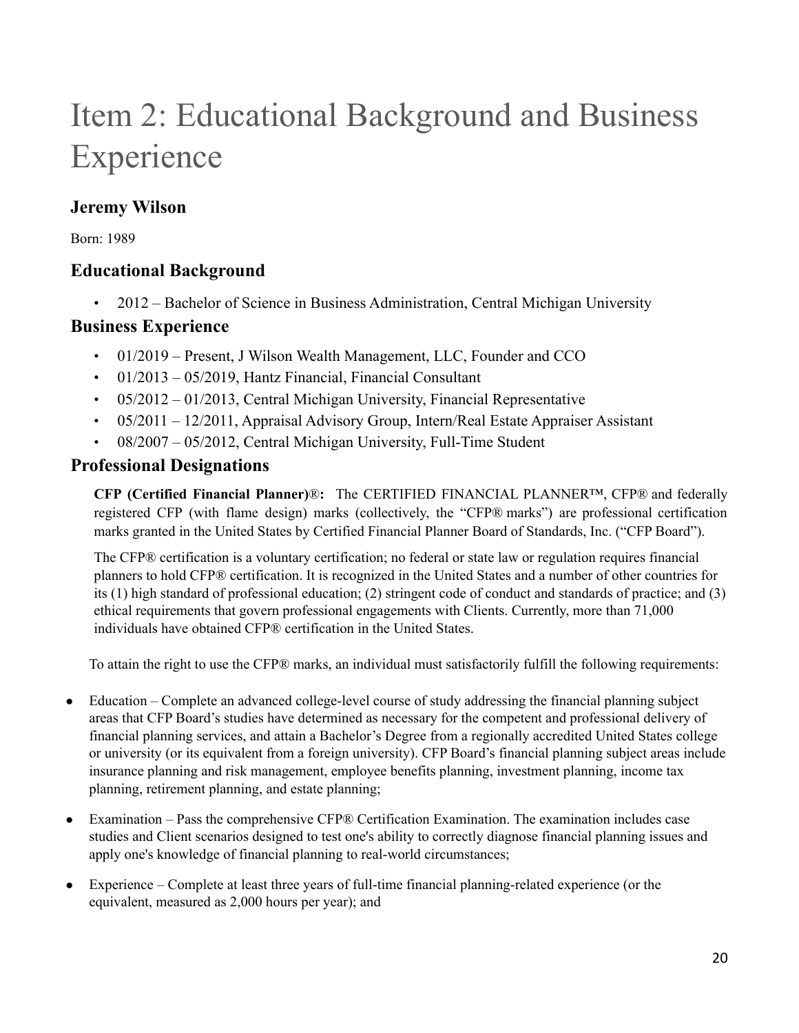# Item 2: Educational Background and Business Experience

## Jeremy Wilson

Born: 1989

## Educational Background

- 2012 – Bachelor of Science in Business Administration, Central Michigan University

## Business Experience

- 01/2019 – Present, J Wilson Wealth Management, LLC, Founder and CCO
- 01/2013 – 05/2019, Hantz Financial, Financial Consultant
- 05/2012 – 01/2013, Central Michigan University, Financial Representative
- 05/2011 – 12/2011, Appraisal Advisory Group, Intern/Real Estate Appraiser Assistant
- 08/2007 – 05/2012, Central Michigan University, Full-Time Student

## Professional Designations

**CFP (Certified Financial Planner)®:** The CERTIFIED FINANCIAL PLANNER™, CFP® and federally registered CFP (with flame design) marks (collectively, the "CFP® marks") are professional certification marks granted in the United States by Certified Financial Planner Board of Standards, Inc. ("CFP Board").

The CFP® certification is a voluntary certification; no federal or state law or regulation requires financial planners to hold CFP® certification. It is recognized in the United States and a number of other countries for its (1) high standard of professional education; (2) stringent code of conduct and standards of practice; and (3) ethical requirements that govern professional engagements with Clients. Currently, more than 71,000 individuals have obtained CFP® certification in the United States.

To attain the right to use the CFP® marks, an individual must satisfactorily fulfill the following requirements:

- Education – Complete an advanced college-level course of study addressing the financial planning subject areas that CFP Board's studies have determined as necessary for the competent and professional delivery of financial planning services, and attain a Bachelor's Degree from a regionally accredited United States college or university (or its equivalent from a foreign university). CFP Board's financial planning subject areas include insurance planning and risk management, employee benefits planning, investment planning, income tax planning, retirement planning, and estate planning;

- Examination – Pass the comprehensive CFP® Certification Examination. The examination includes case studies and Client scenarios designed to test one's ability to correctly diagnose financial planning issues and apply one's knowledge of financial planning to real-world circumstances;

- Experience – Complete at least three years of full-time financial planning-related experience (or the equivalent, measured as 2,000 hours per year); and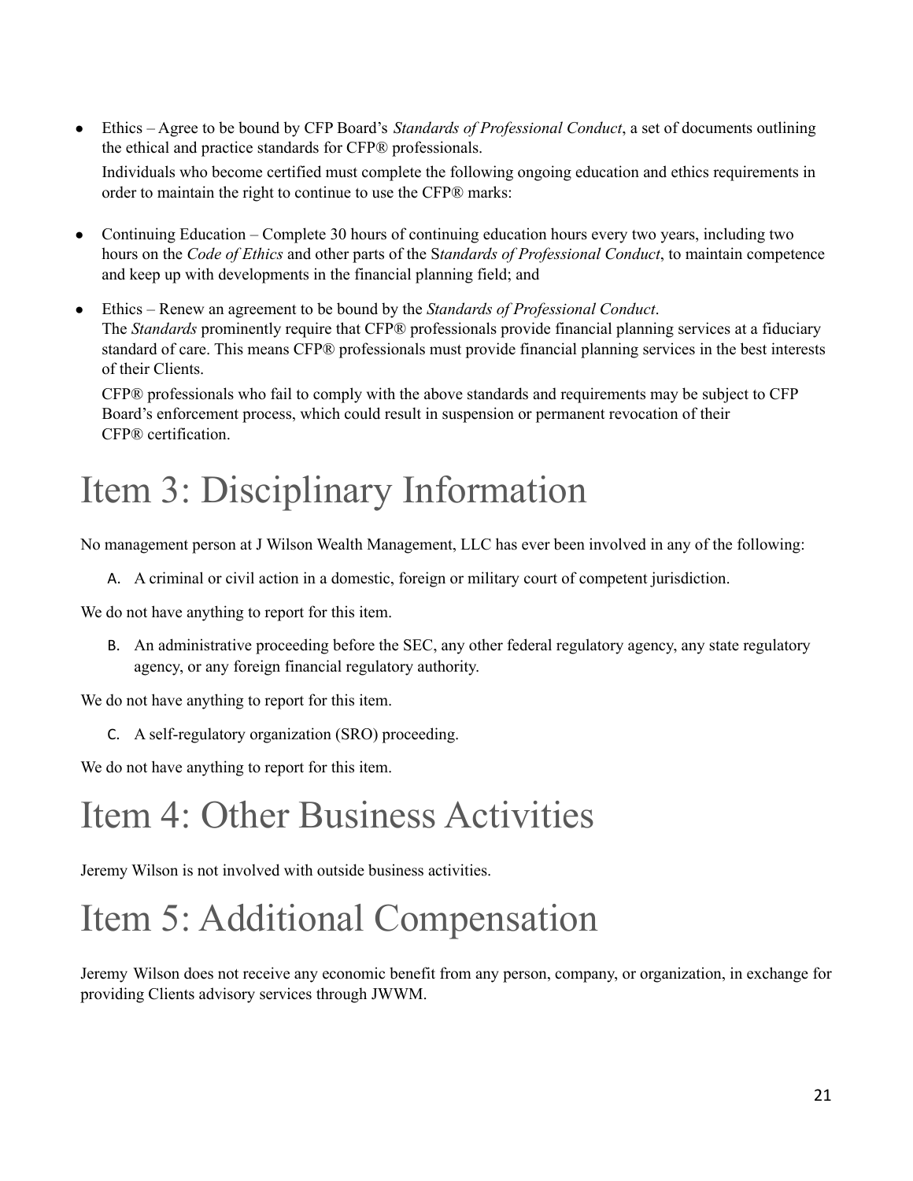- Ethics – Agree to be bound by CFP Board's *Standards of Professional Conduct*, a set of documents outlining the ethical and practice standards for CFP® professionals.

  Individuals who become certified must complete the following ongoing education and ethics requirements in order to maintain the right to continue to use the CFP® marks:

- Continuing Education – Complete 30 hours of continuing education hours every two years, including two hours on the *Code of Ethics* and other parts of the S*tandards of Professional Conduct*, to maintain competence and keep up with developments in the financial planning field; and

- Ethics – Renew an agreement to be bound by the *Standards of Professional Conduct*.
  The *Standards* prominently require that CFP® professionals provide financial planning services at a fiduciary standard of care. This means CFP® professionals must provide financial planning services in the best interests of their Clients.

  CFP® professionals who fail to comply with the above standards and requirements may be subject to CFP Board's enforcement process, which could result in suspension or permanent revocation of their CFP® certification.

# Item 3: Disciplinary Information

No management person at J Wilson Wealth Management, LLC has ever been involved in any of the following:

A. A criminal or civil action in a domestic, foreign or military court of competent jurisdiction.

We do not have anything to report for this item.

B. An administrative proceeding before the SEC, any other federal regulatory agency, any state regulatory agency, or any foreign financial regulatory authority.

We do not have anything to report for this item.

C. A self-regulatory organization (SRO) proceeding.

We do not have anything to report for this item.

# Item 4: Other Business Activities

Jeremy Wilson is not involved with outside business activities.

# Item 5: Additional Compensation

Jeremy Wilson does not receive any economic benefit from any person, company, or organization, in exchange for providing Clients advisory services through JWWM.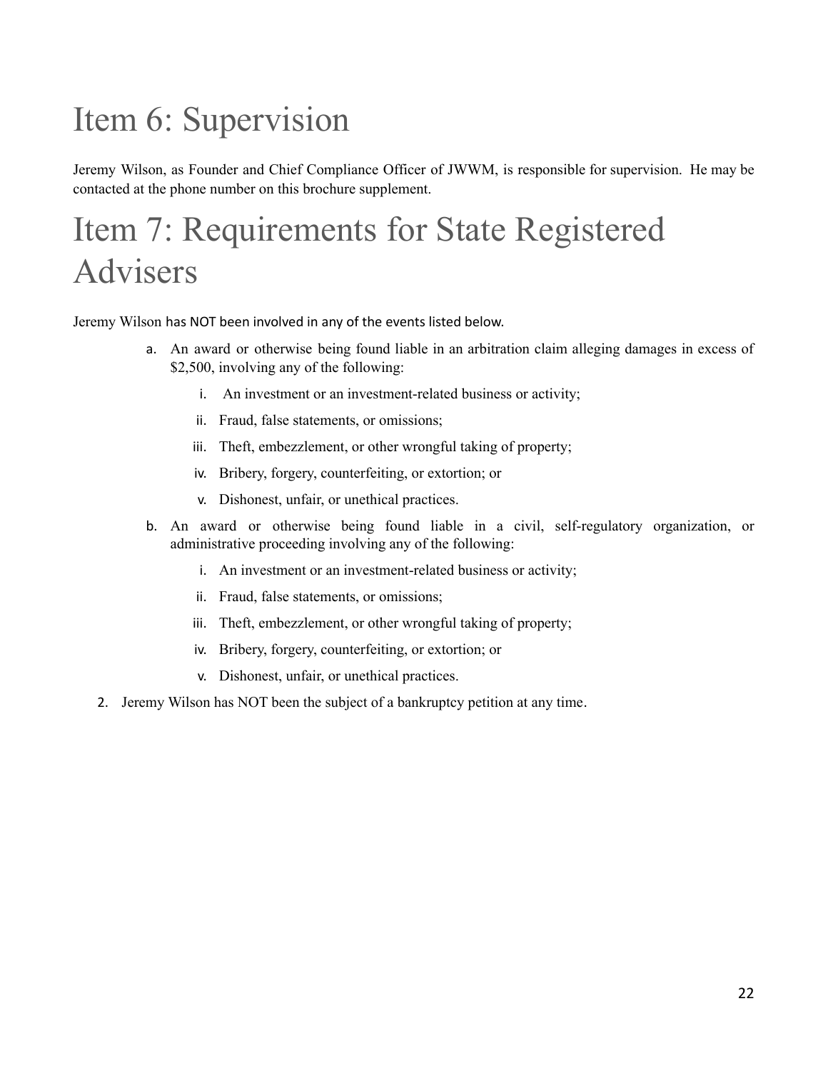# Item 6: Supervision

Jeremy Wilson, as Founder and Chief Compliance Officer of JWWM, is responsible for supervision. He may be contacted at the phone number on this brochure supplement.

# Item 7: Requirements for State Registered Advisers

Jeremy Wilson has NOT been involved in any of the events listed below.

a. An award or otherwise being found liable in an arbitration claim alleging damages in excess of $2,500, involving any of the following:
    i. An investment or an investment-related business or activity;
    ii. Fraud, false statements, or omissions;
    iii. Theft, embezzlement, or other wrongful taking of property;
    iv. Bribery, forgery, counterfeiting, or extortion; or
    v. Dishonest, unfair, or unethical practices.
b. An award or otherwise being found liable in a civil, self-regulatory organization, or administrative proceeding involving any of the following:
    i. An investment or an investment-related business or activity;
    ii. Fraud, false statements, or omissions;
    iii. Theft, embezzlement, or other wrongful taking of property;
    iv. Bribery, forgery, counterfeiting, or extortion; or
    v. Dishonest, unfair, or unethical practices.

2. Jeremy Wilson has NOT been the subject of a bankruptcy petition at any time.